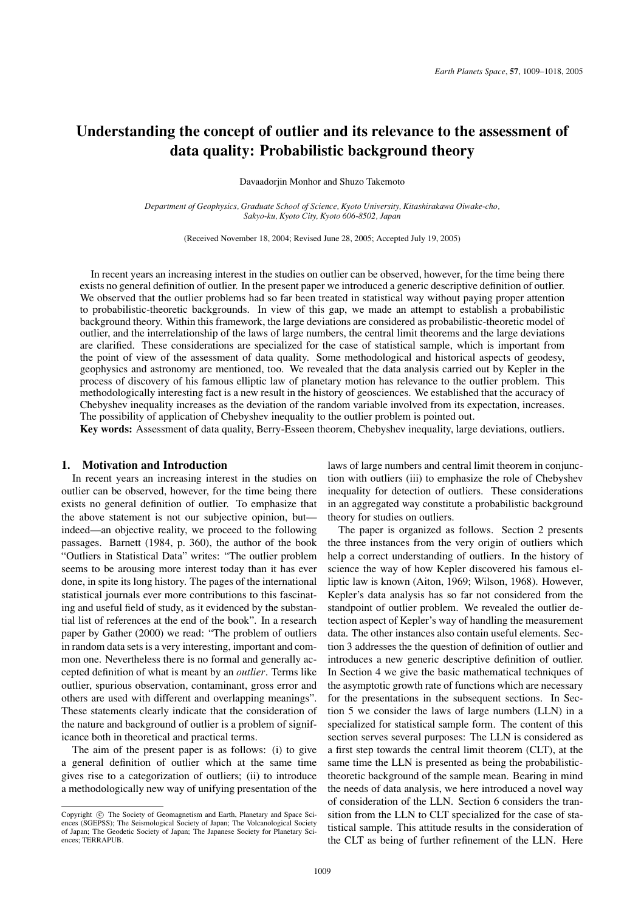# Understanding the concept of outlier and its relevance to the assessment of data quality: Probabilistic background theory

Davaadorjin Monhor and Shuzo Takemoto

*Department of Geophysics, Graduate School of Science, Kyoto University, Kitashirakawa Oiwake-cho, Sakyo-ku, Kyoto City, Kyoto 606-8502, Japan*

(Received November 18, 2004; Revised June 28, 2005; Accepted July 19, 2005)

In recent years an increasing interest in the studies on outlier can be observed, however, for the time being there exists no general definition of outlier. In the present paper we introduced a generic descriptive definition of outlier. We observed that the outlier problems had so far been treated in statistical way without paying proper attention to probabilistic-theoretic backgrounds. In view of this gap, we made an attempt to establish a probabilistic background theory. Within this framework, the large deviations are considered as probabilistic-theoretic model of outlier, and the interrelationship of the laws of large numbers, the central limit theorems and the large deviations are clarified. These considerations are specialized for the case of statistical sample, which is important from the point of view of the assessment of data quality. Some methodological and historical aspects of geodesy, geophysics and astronomy are mentioned, too. We revealed that the data analysis carried out by Kepler in the process of discovery of his famous elliptic law of planetary motion has relevance to the outlier problem. This methodologically interesting fact is a new result in the history of geosciences. We established that the accuracy of Chebyshev inequality increases as the deviation of the random variable involved from its expectation, increases. The possibility of application of Chebyshev inequality to the outlier problem is pointed out.

**Key words:** Assessment of data quality, Berry-Esseen theorem, Chebyshev inequality, large deviations, outliers.

## 1. Motivation and Introduction

In recent years an increasing interest in the studies on outlier can be observed, however, for the time being there exists no general definition of outlier. To emphasize that the above statement is not our subjective opinion, but—indeed—an objective reality, we proceed to the following passages. Barnett (1984, p. 360), the author of the book "Outliers in Statistical Data" writes: "The outlier problem seems to be arousing more interest today than it has ever done, in spite its long history. The pages of the international statistical journals ever more contributions to this fascinating and useful field of study, as it evidenced by the substantial list of references at the end of the book". In a research paper by Gather (2000) we read: "The problem of outliers in random data sets is a very interesting, important and common one. Nevertheless there is no formal and generally accepted definition of what is meant by an *outlier*. Terms like outlier, spurious observation, contaminant, gross error and others are used with different and overlapping meanings". These statements clearly indicate that the consideration of the nature and background of outlier is a problem of significance both in theoretical and practical terms.

The aim of the present paper is as follows: (i) to give a general definition of outlier which at the same time gives rise to a categorization of outliers; (ii) to introduce a methodologically new way of unifying presentation of the laws of large numbers and central limit theorem in conjunction with outliers (iii) to emphasize the role of Chebyshev inequality for detection of outliers. These considerations in an aggregated way constitute a probabilistic background theory for studies on outliers.

The paper is organized as follows. Section 2 presents the three instances from the very origin of outliers which help a correct understanding of outliers. In the history of science the way of how Kepler discovered his famous elliptic law is known (Aiton, 1969; Wilson, 1968). However, Kepler's data analysis has so far not considered from the standpoint of outlier problem. We revealed the outlier detection aspect of Kepler's way of handling the measurement data. The other instances also contain useful elements. Section 3 addresses the the question of definition of outlier and introduces a new generic descriptive definition of outlier. In Section 4 we give the basic mathematical techniques of the asymptotic growth rate of functions which are necessary for the presentations in the subsequent sections. In Section 5 we consider the laws of large numbers (LLN) in a specialized for statistical sample form. The content of this section serves several purposes: The LLN is considered as a first step towards the central limit theorem (CLT), at the same time the LLN is presented as being the probabilistic-theoretic background of the sample mean. Bearing in mind the needs of data analysis, we here introduced a novel way of consideration of the LLN. Section 6 considers the transition from the LLN to CLT specialized for the case of statistical sample. This attitude results in the consideration of the CLT as being of further refinement of the LLN. Here

Copyright © The Society of Geomagnetism and Earth, Planetary and Space Sciences (SGEPSS); The Seismological Society of Japan; The Volcanological Society of Japan; The Geodetic Society of Japan; The Japanese Society for Planetary Sciences; TERRAPUB.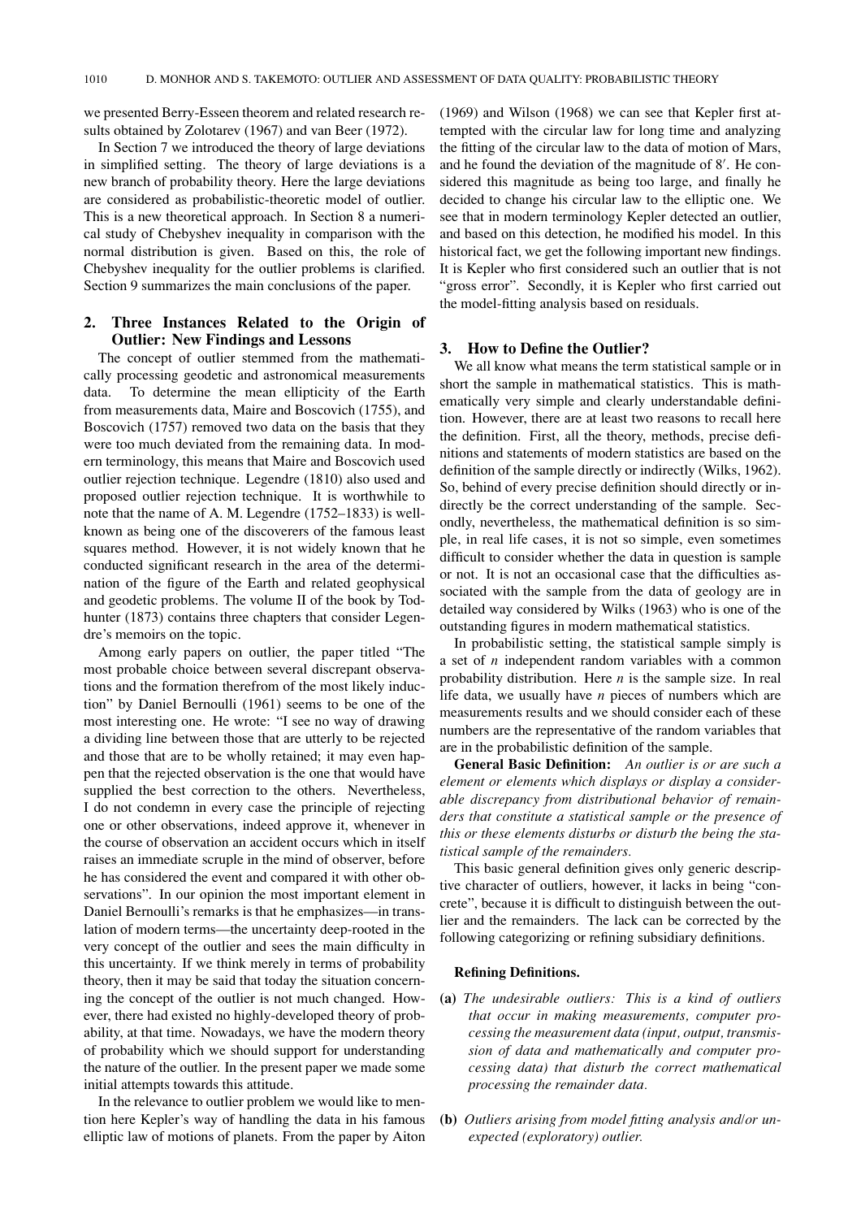we presented Berry-Esseen theorem and related research results obtained by Zolotarev (1967) and van Beer (1972).

In Section 7 we introduced the theory of large deviations in simplified setting. The theory of large deviations is a new branch of probability theory. Here the large deviations are considered as probabilistic-theoretic model of outlier. This is a new theoretical approach. In Section 8 a numerical study of Chebyshev inequality in comparison with the normal distribution is given. Based on this, the role of Chebyshev inequality for the outlier problems is clarified. Section 9 summarizes the main conclusions of the paper.

## 2. Three Instances Related to the Origin of Outlier: New Findings and Lessons

The concept of outlier stemmed from the mathematically processing geodetic and astronomical measurements data. To determine the mean ellipticity of the Earth from measurements data, Maire and Boscovich (1755), and Boscovich (1757) removed two data on the basis that they were too much deviated from the remaining data. In modern terminology, this means that Maire and Boscovich used outlier rejection technique. Legendre (1810) also used and proposed outlier rejection technique. It is worthwhile to note that the name of A. M. Legendre (1752–1833) is well-known as being one of the discoverers of the famous least squares method. However, it is not widely known that he conducted significant research in the area of the determination of the figure of the Earth and related geophysical and geodetic problems. The volume II of the book by Todhunter (1873) contains three chapters that consider Legendre's memoirs on the topic.

Among early papers on outlier, the paper titled "The most probable choice between several discrepant observations and the formation therefrom of the most likely induction" by Daniel Bernoulli (1961) seems to be one of the most interesting one. He wrote: "I see no way of drawing a dividing line between those that are utterly to be rejected and those that are to be wholly retained; it may even happen that the rejected observation is the one that would have supplied the best correction to the others. Nevertheless, I do not condemn in every case the principle of rejecting one or other observations, indeed approve it, whenever in the course of observation an accident occurs which in itself raises an immediate scruple in the mind of observer, before he has considered the event and compared it with other observations". In our opinion the most important element in Daniel Bernoulli's remarks is that he emphasizes—in translation of modern terms—the uncertainty deep-rooted in the very concept of the outlier and sees the main difficulty in this uncertainty. If we think merely in terms of probability theory, then it may be said that today the situation concerning the concept of the outlier is not much changed. However, there had existed no highly-developed theory of probability, at that time. Nowadays, we have the modern theory of probability which we should support for understanding the nature of the outlier. In the present paper we made some initial attempts towards this attitude.

In the relevance to outlier problem we would like to mention here Kepler's way of handling the data in his famous elliptic law of motions of planets. From the paper by Aiton (1969) and Wilson (1968) we can see that Kepler first attempted with the circular law for long time and analyzing the fitting of the circular law to the data of motion of Mars, and he found the deviation of the magnitude of $8'$. He considered this magnitude as being too large, and finally he decided to change his circular law to the elliptic one. We see that in modern terminology Kepler detected an outlier, and based on this detection, he modified his model. In this historical fact, we get the following important new findings. It is Kepler who first considered such an outlier that is not "gross error". Secondly, it is Kepler who first carried out the model-fitting analysis based on residuals.

## 3. How to Define the Outlier?

We all know what means the term statistical sample or in short the sample in mathematical statistics. This is mathematically very simple and clearly understandable definition. However, there are at least two reasons to recall here the definition. First, all the theory, methods, precise definitions and statements of modern statistics are based on the definition of the sample directly or indirectly (Wilks, 1962). So, behind of every precise definition should directly or indirectly be the correct understanding of the sample. Secondly, nevertheless, the mathematical definition is so simple, in real life cases, it is not so simple, even sometimes difficult to consider whether the data in question is sample or not. It is not an occasional case that the difficulties associated with the sample from the data of geology are in detailed way considered by Wilks (1963) who is one of the outstanding figures in modern mathematical statistics.

In probabilistic setting, the statistical sample simply is a set of $n$ independent random variables with a common probability distribution. Here $n$ is the sample size. In real life data, we usually have $n$ pieces of numbers which are measurements results and we should consider each of these numbers are the representative of the random variables that are in the probabilistic definition of the sample.

**General Basic Definition:** *An outlier is or are such a element or elements which displays or display a considerable discrepancy from distributional behavior of remainders that constitute a statistical sample or the presence of this or these elements disturbs or disturb the being the statistical sample of the remainders.*

This basic general definition gives only generic descriptive character of outliers, however, it lacks in being "concrete", because it is difficult to distinguish between the outlier and the remainders. The lack can be corrected by the following categorizing or refining subsidiary definitions.

**Refining Definitions.**

**(a)** *The undesirable outliers: This is a kind of outliers that occur in making measurements, computer processing the measurement data (input, output, transmission of data and mathematically and computer processing data) that disturb the correct mathematical processing the remainder data.*

**(b)** *Outliers arising from model fitting analysis and/or unexpected (exploratory) outlier.*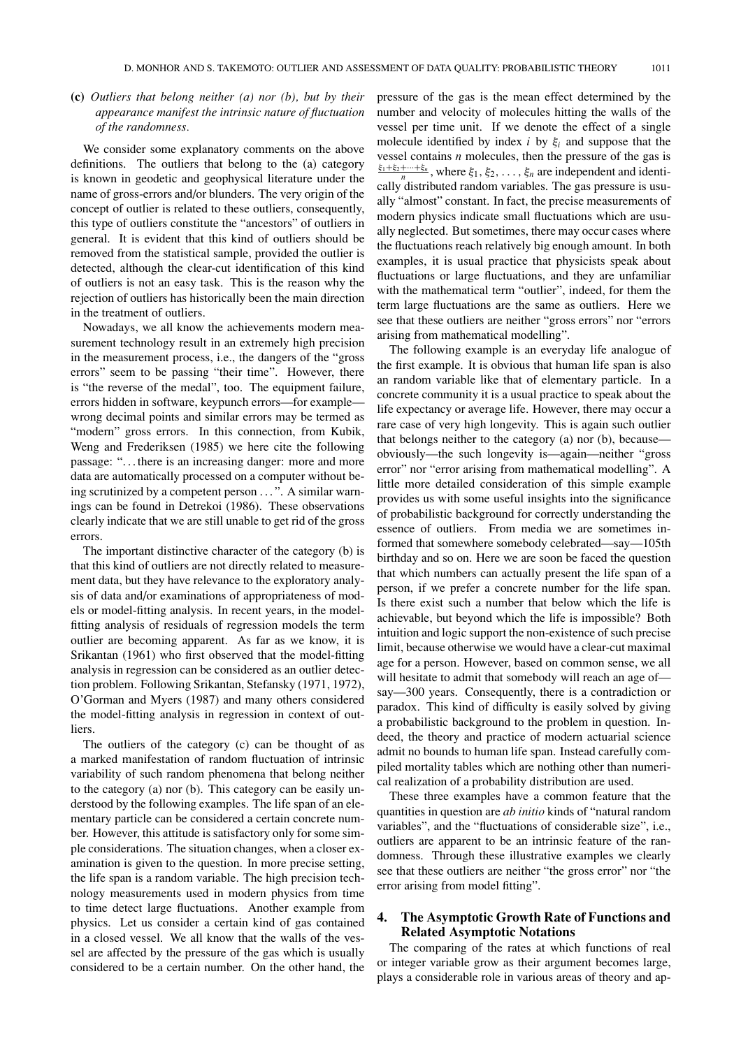**(c)** *Outliers that belong neither (a) nor (b), but by their appearance manifest the intrinsic nature of fluctuation of the randomness.*

We consider some explanatory comments on the above definitions. The outliers that belong to the (a) category is known in geodetic and geophysical literature under the name of gross-errors and/or blunders. The very origin of the concept of outlier is related to these outliers, consequently, this type of outliers constitute the "ancestors" of outliers in general. It is evident that this kind of outliers should be removed from the statistical sample, provided the outlier is detected, although the clear-cut identification of this kind of outliers is not an easy task. This is the reason why the rejection of outliers has historically been the main direction in the treatment of outliers.

Nowadays, we all know the achievements modern measurement technology result in an extremely high precision in the measurement process, i.e., the dangers of the "gross errors" seem to be passing "their time". However, there is "the reverse of the medal", too. The equipment failure, errors hidden in software, keypunch errors—for example—wrong decimal points and similar errors may be termed as "modern" gross errors. In this connection, from Kubik, Weng and Frederiksen (1985) we here cite the following passage: "…there is an increasing danger: more and more data are automatically processed on a computer without being scrutinized by a competent person …". A similar warnings can be found in Detrekoi (1986). These observations clearly indicate that we are still unable to get rid of the gross errors.

The important distinctive character of the category (b) is that this kind of outliers are not directly related to measurement data, but they have relevance to the exploratory analysis of data and/or examinations of appropriateness of models or model-fitting analysis. In recent years, in the model-fitting analysis of residuals of regression models the term outlier are becoming apparent. As far as we know, it is Srikantan (1961) who first observed that the model-fitting analysis in regression can be considered as an outlier detection problem. Following Srikantan, Stefansky (1971, 1972), O'Gorman and Myers (1987) and many others considered the model-fitting analysis in regression in context of outliers.

The outliers of the category (c) can be thought of as a marked manifestation of random fluctuation of intrinsic variability of such random phenomena that belong neither to the category (a) nor (b). This category can be easily understood by the following examples. The life span of an elementary particle can be considered a certain concrete number. However, this attitude is satisfactory only for some simple considerations. The situation changes, when a closer examination is given to the question. In more precise setting, the life span is a random variable. The high precision technology measurements used in modern physics from time to time detect large fluctuations. Another example from physics. Let us consider a certain kind of gas contained in a closed vessel. We all know that the walls of the vessel are affected by the pressure of the gas which is usually considered to be a certain number. On the other hand, the pressure of the gas is the mean effect determined by the number and velocity of molecules hitting the walls of the vessel per time unit. If we denote the effect of a single molecule identified by index $i$ by $\xi_i$ and suppose that the vessel contains $n$ molecules, then the pressure of the gas is $\frac{\xi_1+\xi_2+\cdots+\xi_n}{n}$, where $\xi_1, \xi_2, \ldots, \xi_n$ are independent and identically distributed random variables. The gas pressure is usually "almost" constant. In fact, the precise measurements of modern physics indicate small fluctuations which are usually neglected. But sometimes, there may occur cases where the fluctuations reach relatively big enough amount. In both examples, it is usual practice that physicists speak about fluctuations or large fluctuations, and they are unfamiliar with the mathematical term "outlier", indeed, for them the term large fluctuations are the same as outliers. Here we see that these outliers are neither "gross errors" nor "errors arising from mathematical modelling".

The following example is an everyday life analogue of the first example. It is obvious that human life span is also an random variable like that of elementary particle. In a concrete community it is a usual practice to speak about the life expectancy or average life. However, there may occur a rare case of very high longevity. This is again such outlier that belongs neither to the category (a) nor (b), because—obviously—the such longevity is—again—neither "gross error" nor "error arising from mathematical modelling". A little more detailed consideration of this simple example provides us with some useful insights into the significance of probabilistic background for correctly understanding the essence of outliers. From media we are sometimes informed that somewhere somebody celebrated—say—105th birthday and so on. Here we are soon be faced the question that which numbers can actually present the life span of a person, if we prefer a concrete number for the life span. Is there exist such a number that below which the life is achievable, but beyond which the life is impossible? Both intuition and logic support the non-existence of such precise limit, because otherwise we would have a clear-cut maximal age for a person. However, based on common sense, we all will hesitate to admit that somebody will reach an age of—say—300 years. Consequently, there is a contradiction or paradox. This kind of difficulty is easily solved by giving a probabilistic background to the problem in question. Indeed, the theory and practice of modern actuarial science admit no bounds to human life span. Instead carefully compiled mortality tables which are nothing other than numerical realization of a probability distribution are used.

These three examples have a common feature that the quantities in question are *ab initio* kinds of "natural random variables", and the "fluctuations of considerable size", i.e., outliers are apparent to be an intrinsic feature of the randomness. Through these illustrative examples we clearly see that these outliers are neither "the gross error" nor "the error arising from model fitting".

## 4. The Asymptotic Growth Rate of Functions and Related Asymptotic Notations

The comparing of the rates at which functions of real or integer variable grow as their argument becomes large, plays a considerable role in various areas of theory and ap-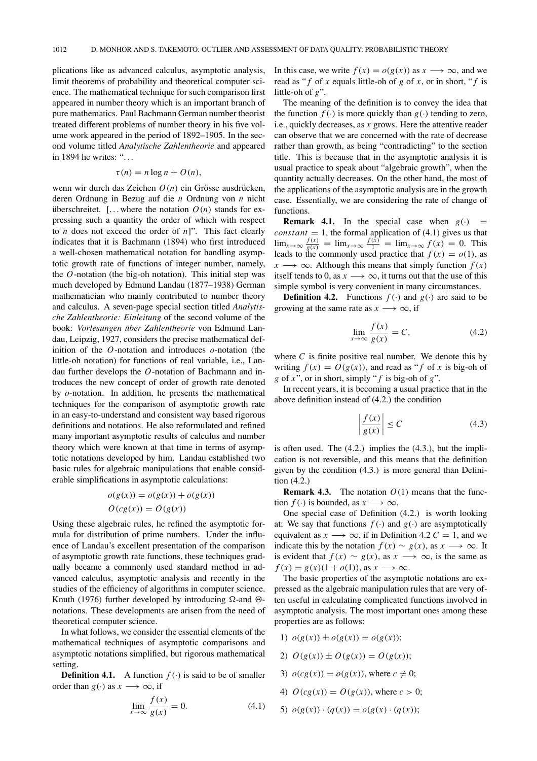plications like as advanced calculus, asymptotic analysis, limit theorems of probability and theoretical computer science. The mathematical technique for such comparison first appeared in number theory which is an important branch of pure mathematics. Paul Bachmann German number theorist treated different problems of number theory in his five volume work appeared in the period of 1892–1905. In the second volume titled *Analytische Zahlentheorie* and appeared in 1894 he writes: "...

$$\tau(n) = n \log n + O(n),$$

wenn wir durch das Zeichen $O(n)$ ein Grösse ausdrücken, deren Ordnung in Bezug auf die $n$ Ordnung von $n$ nicht überschreitet. [... where the notation $O(n)$ stands for expressing such a quantity the order of which with respect to $n$ does not exceed the order of $n$]". This fact clearly indicates that it is Bachmann (1894) who first introduced a well-chosen mathematical notation for handling asymptotic growth rate of functions of integer number, namely, the $O$-notation (the big-oh notation). This initial step was much developed by Edmund Landau (1877–1938) German mathematician who mainly contributed to number theory and calculus. A seven-page special section titled *Analytische Zahlentheorie: Einleitung* of the second volume of the book: *Vorlesungen über Zahlentheorie* von Edmund Landau, Leipzig, 1927, considers the precise mathematical definition of the $O$-notation and introduces $o$-notation (the little-oh notation) for functions of real variable, i.e., Landau further develops the $O$-notation of Bachmann and introduces the new concept of order of growth rate denoted by $o$-notation. In addition, he presents the mathematical techniques for the comparison of asymptotic growth rate in an easy-to-understand and consistent way based rigorous definitions and notations. He also reformulated and refined many important asymptotic results of calculus and number theory which were known at that time in terms of asymptotic notations developed by him. Landau established two basic rules for algebraic manipulations that enable considerable simplifications in asymptotic calculations:

$$o(g(x)) = o(g(x)) + o(g(x))$$
$$O(cg(x)) = O(g(x))$$

Using these algebraic rules, he refined the asymptotic formula for distribution of prime numbers. Under the influence of Landau's excellent presentation of the comparison of asymptotic growth rate functions, these techniques gradually became a commonly used standard method in advanced calculus, asymptotic analysis and recently in the studies of the efficiency of algorithms in computer science. Knuth (1976) further developed by introducing $\Omega$-and $\Theta$-notations. These developments are arisen from the need of theoretical computer science.

In what follows, we consider the essential elements of the mathematical techniques of asymptotic comparisons and asymptotic notations simplified, but rigorous mathematical setting.

**Definition 4.1.** A function $f(\cdot)$ is said to be of smaller order than $g(\cdot)$ as $x \longrightarrow \infty$, if

$$\lim_{x\to\infty} \frac{f(x)}{g(x)} = 0. \tag{4.1}$$

In this case, we write $f(x) = o(g(x))$ as $x \longrightarrow \infty$, and we read as "$f$ of $x$ equals little-oh of $g$ of $x$, or in short, "$f$ is little-oh of $g$".

The meaning of the definition is to convey the idea that the function $f(\cdot)$ is more quickly than $g(\cdot)$ tending to zero, i.e., quickly decreases, as $x$ grows. Here the attentive reader can observe that we are concerned with the rate of decrease rather than growth, as being "contradicting" to the section title. This is because that in the asymptotic analysis it is usual practice to speak about "algebraic growth", when the quantity actually decreases. On the other hand, the most of the applications of the asymptotic analysis are in the growth case. Essentially, we are considering the rate of change of functions.

**Remark 4.1.** In the special case when $g(\cdot) = constant = 1$, the formal application of (4.1) gives us that $\lim_{x\to\infty} \frac{f(x)}{g(x)} = \lim_{x\to\infty} \frac{f(x)}{1} = \lim_{x\to\infty} f(x) = 0$. This leads to the commonly used practice that $f(x) = o(1)$, as $x \longrightarrow \infty$. Although this means that simply function $f(x)$ itself tends to 0, as $x \longrightarrow \infty$, it turns out that the use of this simple symbol is very convenient in many circumstances.

**Definition 4.2.** Functions $f(\cdot)$ and $g(\cdot)$ are said to be growing at the same rate as $x \longrightarrow \infty$, if

$$\lim_{x\to\infty} \frac{f(x)}{g(x)} = C, \tag{4.2}$$

where $C$ is finite positive real number. We denote this by writing $f(x) = O(g(x))$, and read as "$f$ of $x$ is big-oh of $g$ of $x$", or in short, simply "$f$ is big-oh of $g$".

In recent years, it is becoming a usual practice that in the above definition instead of (4.2.) the condition

$$\left|\frac{f(x)}{g(x)}\right| \le C \tag{4.3}$$

is often used. The (4.2.) implies the (4.3.), but the implication is not reversible, and this means that the definition given by the condition (4.3.) is more general than Definition (4.2.)

**Remark 4.3.** The notation $O(1)$ means that the function $f(\cdot)$ is bounded, as $x \longrightarrow \infty$.

One special case of Definition (4.2.) is worth looking at: We say that functions $f(\cdot)$ and $g(\cdot)$ are asymptotically equivalent as $x \longrightarrow \infty$, if in Definition 4.2 $C = 1$, and we indicate this by the notation $f(x) \sim g(x)$, as $x \longrightarrow \infty$. It is evident that $f(x) \sim g(x)$, as $x \longrightarrow \infty$, is the same as $f(x) = g(x)(1 + o(1))$, as $x \longrightarrow \infty$.

The basic properties of the asymptotic notations are expressed as the algebraic manipulation rules that are very often useful in calculating complicated functions involved in asymptotic analysis. The most important ones among these properties are as follows:

1) $o(g(x)) \pm o(g(x)) = o(g(x))$;

2) $O(g(x)) \pm O(g(x)) = O(g(x))$;

3) $o(cg(x)) = o(g(x))$, where $c \neq 0$;

4) $O(cg(x)) = O(g(x))$, where $c > 0$;

5) $o(g(x)) \cdot (q(x)) = o(g(x) \cdot (q(x))$;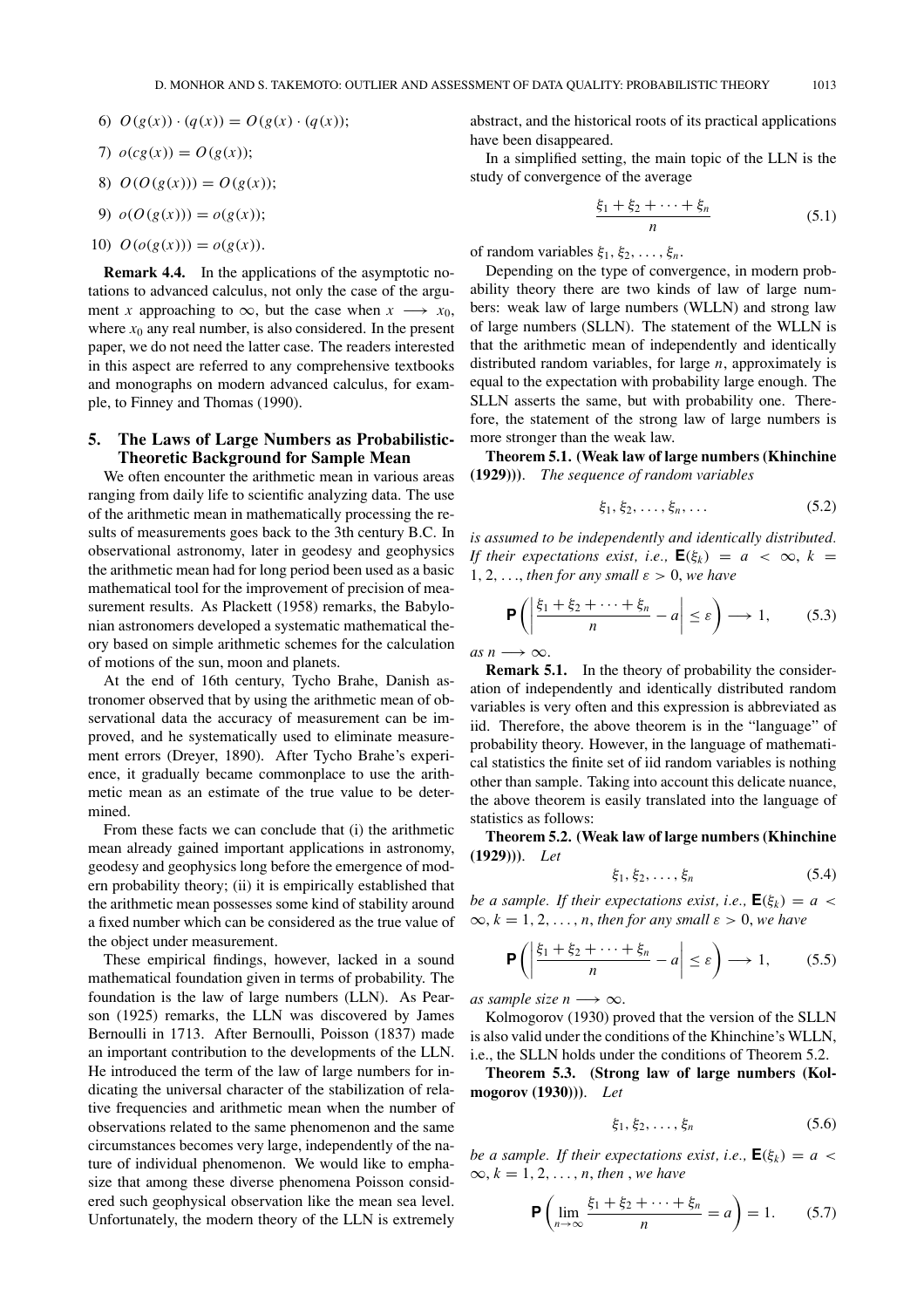6) $O(g(x)) \cdot (q(x)) = O(g(x) \cdot (q(x));$

7) $o(cg(x)) = O(g(x));$

8) $O(O(g(x))) = O(g(x));$

9) $o(O(g(x))) = o(g(x));$

10) $O(o(g(x))) = o(g(x)).$

**Remark 4.4.** In the applications of the asymptotic notations to advanced calculus, not only the case of the argument $x$ approaching to $\infty$, but the case when $x \longrightarrow x_0$, where $x_0$ any real number, is also considered. In the present paper, we do not need the latter case. The readers interested in this aspect are referred to any comprehensive textbooks and monographs on modern advanced calculus, for example, to Finney and Thomas (1990).

## 5. The Laws of Large Numbers as Probabilistic-Theoretic Background for Sample Mean

We often encounter the arithmetic mean in various areas ranging from daily life to scientific analyzing data. The use of the arithmetic mean in mathematically processing the results of measurements goes back to the 3th century B.C. In observational astronomy, later in geodesy and geophysics the arithmetic mean had for long period been used as a basic mathematical tool for the improvement of precision of measurement results. As Plackett (1958) remarks, the Babylonian astronomers developed a systematic mathematical theory based on simple arithmetic schemes for the calculation of motions of the sun, moon and planets.

At the end of 16th century, Tycho Brahe, Danish astronomer observed that by using the arithmetic mean of observational data the accuracy of measurement can be improved, and he systematically used to eliminate measurement errors (Dreyer, 1890). After Tycho Brahe's experience, it gradually became commonplace to use the arithmetic mean as an estimate of the true value to be determined.

From these facts we can conclude that (i) the arithmetic mean already gained important applications in astronomy, geodesy and geophysics long before the emergence of modern probability theory; (ii) it is empirically established that the arithmetic mean possesses some kind of stability around a fixed number which can be considered as the true value of the object under measurement.

These empirical findings, however, lacked in a sound mathematical foundation given in terms of probability. The foundation is the law of large numbers (LLN). As Pearson (1925) remarks, the LLN was discovered by James Bernoulli in 1713. After Bernoulli, Poisson (1837) made an important contribution to the developments of the LLN. He introduced the term of the law of large numbers for indicating the universal character of the stabilization of relative frequencies and arithmetic mean when the number of observations related to the same phenomenon and the same circumstances becomes very large, independently of the nature of individual phenomenon. We would like to emphasize that among these diverse phenomena Poisson considered such geophysical observation like the mean sea level. Unfortunately, the modern theory of the LLN is extremely abstract, and the historical roots of its practical applications have been disappeared.

In a simplified setting, the main topic of the LLN is the study of convergence of the average

$$\frac{\xi_1 + \xi_2 + \cdots + \xi_n}{n} \tag{5.1}$$

of random variables $\xi_1, \xi_2, \ldots, \xi_n$.

Depending on the type of convergence, in modern probability theory there are two kinds of law of large numbers: weak law of large numbers (WLLN) and strong law of large numbers (SLLN). The statement of the WLLN is that the arithmetic mean of independently and identically distributed random variables, for large $n$, approximately is equal to the expectation with probability large enough. The SLLN asserts the same, but with probability one. Therefore, the statement of the strong law of large numbers is more stronger than the weak law.

**Theorem 5.1. (Weak law of large numbers (Khinchine (1929)))**. *The sequence of random variables*

$$\xi_1, \xi_2, \ldots, \xi_n, \ldots \tag{5.2}$$

*is assumed to be independently and identically distributed. If their expectations exist, i.e.,* $\mathbf{E}(\xi_k) = a < \infty$, $k = 1, 2, \ldots$, *then for any small* $\varepsilon > 0$, *we have*

$$\mathbf{P}\left(\left|\frac{\xi_1 + \xi_2 + \cdots + \xi_n}{n} - a\right| \leq \varepsilon\right) \longrightarrow 1, \tag{5.3}$$

*as* $n \longrightarrow \infty$.

**Remark 5.1.** In the theory of probability the consideration of independently and identically distributed random variables is very often and this expression is abbreviated as iid. Therefore, the above theorem is in the "language" of probability theory. However, in the language of mathematical statistics the finite set of iid random variables is nothing other than sample. Taking into account this delicate nuance, the above theorem is easily translated into the language of statistics as follows:

**Theorem 5.2. (Weak law of large numbers (Khinchine (1929)))**. *Let*

$$\xi_1, \xi_2, \ldots, \xi_n \tag{5.4}$$

*be a sample. If their expectations exist, i.e.,* $\mathbf{E}(\xi_k) = a < \infty$, $k = 1, 2, \ldots, n$, *then for any small* $\varepsilon > 0$, *we have*

$$\mathbf{P}\left(\left|\frac{\xi_1 + \xi_2 + \cdots + \xi_n}{n} - a\right| \leq \varepsilon\right) \longrightarrow 1, \tag{5.5}$$

*as sample size* $n \longrightarrow \infty$.

Kolmogorov (1930) proved that the version of the SLLN is also valid under the conditions of the Khinchine's WLLN, i.e., the SLLN holds under the conditions of Theorem 5.2.

**Theorem 5.3. (Strong law of large numbers (Kolmogorov (1930)))**. *Let*

$$\xi_1, \xi_2, \ldots, \xi_n \tag{5.6}$$

*be a sample. If their expectations exist, i.e.,* $\mathbf{E}(\xi_k) = a < \infty$, $k = 1, 2, \ldots, n$, *then , we have*

$$\mathbf{P}\left(\lim_{n\to\infty} \frac{\xi_1 + \xi_2 + \cdots + \xi_n}{n} = a\right) = 1. \tag{5.7}$$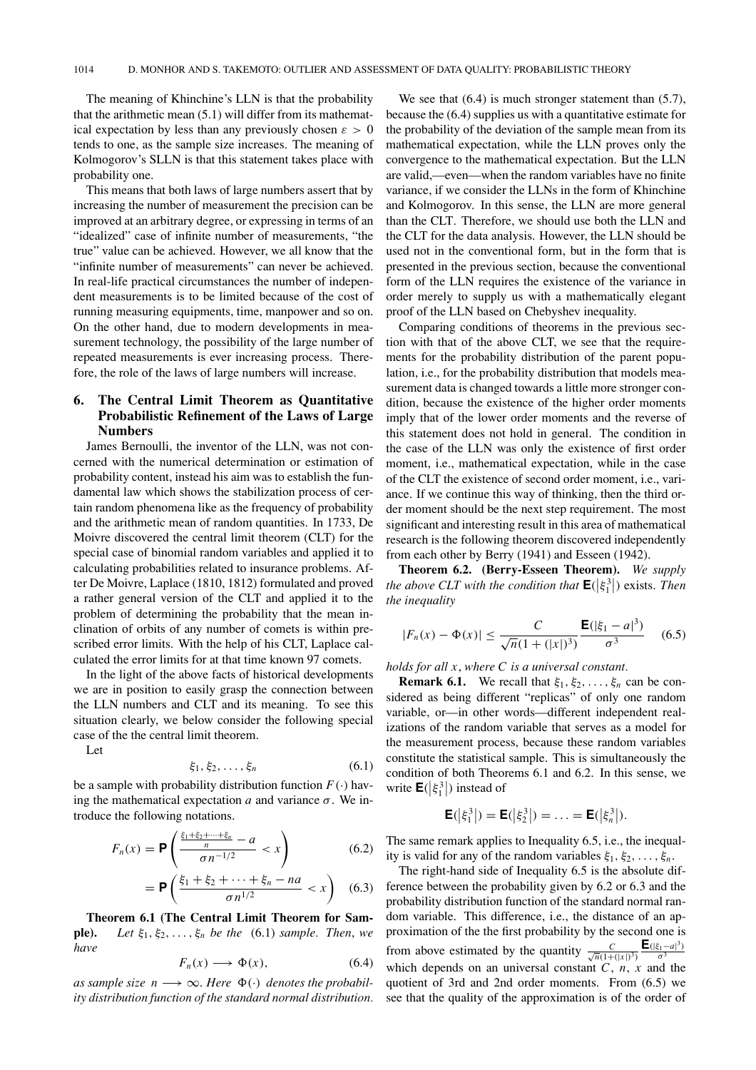The meaning of Khinchine's LLN is that the probability that the arithmetic mean (5.1) will differ from its mathematical expectation by less than any previously chosen $\varepsilon > 0$ tends to one, as the sample size increases. The meaning of Kolmogorov's SLLN is that this statement takes place with probability one.

This means that both laws of large numbers assert that by increasing the number of measurement the precision can be improved at an arbitrary degree, or expressing in terms of an "idealized" case of infinite number of measurements, "the true" value can be achieved. However, we all know that the "infinite number of measurements" can never be achieved. In real-life practical circumstances the number of independent measurements is to be limited because of the cost of running measuring equipments, time, manpower and so on. On the other hand, due to modern developments in measurement technology, the possibility of the large number of repeated measurements is ever increasing process. Therefore, the role of the laws of large numbers will increase.

## 6. The Central Limit Theorem as Quantitative Probabilistic Refinement of the Laws of Large Numbers

James Bernoulli, the inventor of the LLN, was not concerned with the numerical determination or estimation of probability content, instead his aim was to establish the fundamental law which shows the stabilization process of certain random phenomena like as the frequency of probability and the arithmetic mean of random quantities. In 1733, De Moivre discovered the central limit theorem (CLT) for the special case of binomial random variables and applied it to calculating probabilities related to insurance problems. After De Moivre, Laplace (1810, 1812) formulated and proved a rather general version of the CLT and applied it to the problem of determining the probability that the mean inclination of orbits of any number of comets is within prescribed error limits. With the help of his CLT, Laplace calculated the error limits for at that time known 97 comets.

In the light of the above facts of historical developments we are in position to easily grasp the connection between the LLN numbers and CLT and its meaning. To see this situation clearly, we below consider the following special case of the the central limit theorem.

Let

$$\xi_1, \xi_2, \ldots, \xi_n \tag{6.1}$$

be a sample with probability distribution function $F(\cdot)$ having the mathematical expectation $a$ and variance $\sigma$. We introduce the following notations.

$$F_n(x) = \mathbf{P}\left(\frac{\frac{\xi_1+\xi_2+\cdots+\xi_n}{n} - a}{\sigma n^{-1/2}} < x\right) \tag{6.2}$$

$$= \mathbf{P}\left(\frac{\xi_1+\xi_2+\cdots+\xi_n - na}{\sigma n^{1/2}} < x\right) \tag{6.3}$$

**Theorem 6.1 (The Central Limit Theorem for Sample).** *Let $\xi_1, \xi_2, \ldots, \xi_n$ be the* (6.1) *sample. Then, we have*

$$F_n(x) \longrightarrow \Phi(x), \tag{6.4}$$

*as sample size $n \longrightarrow \infty$. Here $\Phi(\cdot)$ denotes the probability distribution function of the standard normal distribution.*

We see that (6.4) is much stronger statement than (5.7), because the (6.4) supplies us with a quantitative estimate for the probability of the deviation of the sample mean from its mathematical expectation, while the LLN proves only the convergence to the mathematical expectation. But the LLN are valid,—even—when the random variables have no finite variance, if we consider the LLNs in the form of Khinchine and Kolmogorov. In this sense, the LLN are more general than the CLT. Therefore, we should use both the LLN and the CLT for the data analysis. However, the LLN should be used not in the conventional form, but in the form that is presented in the previous section, because the conventional form of the LLN requires the existence of the variance in order merely to supply us with a mathematically elegant proof of the LLN based on Chebyshev inequality.

Comparing conditions of theorems in the previous section with that of the above CLT, we see that the requirements for the probability distribution of the parent population, i.e., for the probability distribution that models measurement data is changed towards a little more stronger condition, because the existence of the higher order moments imply that of the lower order moments and the reverse of this statement does not hold in general. The condition in the case of the LLN was only the existence of first order moment, i.e., mathematical expectation, while in the case of the CLT the existence of second order moment, i.e., variance. If we continue this way of thinking, then the third order moment should be the next step requirement. The most significant and interesting result in this area of mathematical research is the following theorem discovered independently from each other by Berry (1941) and Esseen (1942).

**Theorem 6.2. (Berry-Esseen Theorem).** *We supply the above CLT with the condition that $\mathbf{E}(|\xi_1^3|)$ exists. Then the inequality*

$$|F_n(x) - \Phi(x)| \leq \frac{C}{\sqrt{n}(1+(|x|)^3)} \frac{\mathbf{E}(|\xi_1 - a|^3)}{\sigma^3} \tag{6.5}$$

*holds for all $x$, where $C$ is a universal constant.*

**Remark 6.1.** We recall that $\xi_1, \xi_2, \ldots, \xi_n$ can be considered as being different "replicas" of only one random variable, or—in other words—different independent realizations of the random variable that serves as a model for the measurement process, because these random variables constitute the statistical sample. This is simultaneously the condition of both Theorems 6.1 and 6.2. In this sense, we write $\mathbf{E}(|\xi_1^3|)$ instead of

$$\mathbf{E}(|\xi_1^3|) = \mathbf{E}(|\xi_2^3|) = \ldots = \mathbf{E}(|\xi_n^3|).$$

The same remark applies to Inequality 6.5, i.e., the inequality is valid for any of the random variables $\xi_1, \xi_2, \ldots, \xi_n$.

The right-hand side of Inequality 6.5 is the absolute difference between the probability given by 6.2 or 6.3 and the probability distribution function of the standard normal random variable. This difference, i.e., the distance of an approximation of the the first probability by the second one is from above estimated by the quantity $\frac{C}{\sqrt{n}(1+(|x|)^3)} \frac{\mathbf{E}(|\xi_1 - a|^3)}{\sigma^3}$ which depends on an universal constant $C$, $n$, $x$ and the quotient of 3rd and 2nd order moments. From (6.5) we see that the quality of the approximation is of the order of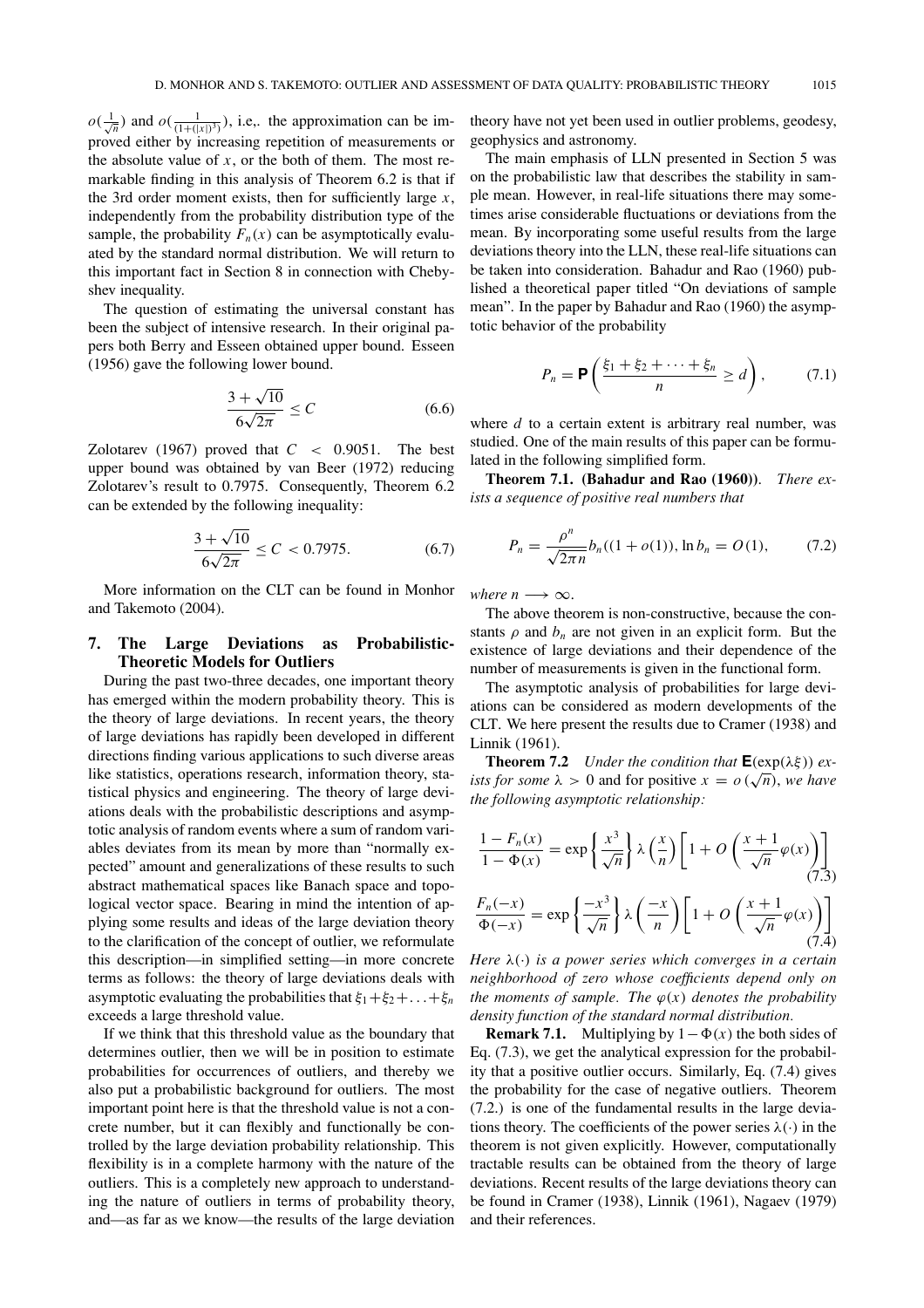$o(\frac{1}{\sqrt{n}})$ and $o(\frac{1}{(1+(|x|)^3)})$, i.e,. the approximation can be improved either by increasing repetition of measurements or the absolute value of $x$, or the both of them. The most remarkable finding in this analysis of Theorem 6.2 is that if the 3rd order moment exists, then for sufficiently large $x$, independently from the probability distribution type of the sample, the probability $F_n(x)$ can be asymptotically evaluated by the standard normal distribution. We will return to this important fact in Section 8 in connection with Chebyshev inequality.

The question of estimating the universal constant has been the subject of intensive research. In their original papers both Berry and Esseen obtained upper bound. Esseen (1956) gave the following lower bound.

$$\frac{3+\sqrt{10}}{6\sqrt{2\pi}} \leq C \tag{6.6}$$

Zolotarev (1967) proved that $C < 0.9051$. The best upper bound was obtained by van Beer (1972) reducing Zolotarev's result to 0.7975. Consequently, Theorem 6.2 can be extended by the following inequality:

$$\frac{3+\sqrt{10}}{6\sqrt{2\pi}} \leq C < 0.7975. \tag{6.7}$$

More information on the CLT can be found in Monhor and Takemoto (2004).

## 7. The Large Deviations as Probabilistic-Theoretic Models for Outliers

During the past two-three decades, one important theory has emerged within the modern probability theory. This is the theory of large deviations. In recent years, the theory of large deviations has rapidly been developed in different directions finding various applications to such diverse areas like statistics, operations research, information theory, statistical physics and engineering. The theory of large deviations deals with the probabilistic descriptions and asymptotic analysis of random events where a sum of random variables deviates from its mean by more than "normally expected" amount and generalizations of these results to such abstract mathematical spaces like Banach space and topological vector space. Bearing in mind the intention of applying some results and ideas of the large deviation theory to the clarification of the concept of outlier, we reformulate this description—in simplified setting—in more concrete terms as follows: the theory of large deviations deals with asymptotic evaluating the probabilities that $\xi_1+\xi_2+\ldots+\xi_n$ exceeds a large threshold value.

If we think that this threshold value as the boundary that determines outlier, then we will be in position to estimate probabilities for occurrences of outliers, and thereby we also put a probabilistic background for outliers. The most important point here is that the threshold value is not a concrete number, but it can flexibly and functionally be controlled by the large deviation probability relationship. This flexibility is in a complete harmony with the nature of the outliers. This is a completely new approach to understanding the nature of outliers in terms of probability theory, and—as far as we know—the results of the large deviation theory have not yet been used in outlier problems, geodesy, geophysics and astronomy.

The main emphasis of LLN presented in Section 5 was on the probabilistic law that describes the stability in sample mean. However, in real-life situations there may sometimes arise considerable fluctuations or deviations from the mean. By incorporating some useful results from the large deviations theory into the LLN, these real-life situations can be taken into consideration. Bahadur and Rao (1960) published a theoretical paper titled "On deviations of sample mean". In the paper by Bahadur and Rao (1960) the asymptotic behavior of the probability

$$P_n = \mathbf{P}\left(\frac{\xi_1+\xi_2+\cdots+\xi_n}{n} \geq d\right), \tag{7.1}$$

where $d$ to a certain extent is arbitrary real number, was studied. One of the main results of this paper can be formulated in the following simplified form.

**Theorem 7.1. (Bahadur and Rao (1960)).** *There exists a sequence of positive real numbers that*

$$P_n = \frac{\rho^n}{\sqrt{2\pi n}} b_n((1+o(1)), \ln b_n = O(1), \tag{7.2}$$

*where $n \longrightarrow \infty$.*

The above theorem is non-constructive, because the constants $\rho$ and $b_n$ are not given in an explicit form. But the existence of large deviations and their dependence of the number of measurements is given in the functional form.

The asymptotic analysis of probabilities for large deviations can be considered as modern developments of the CLT. We here present the results due to Cramer (1938) and Linnik (1961).

**Theorem 7.2** *Under the condition that $\mathbf{E}(\exp(\lambda\xi))$ exists for some $\lambda > 0$ and for positive $x = o(\sqrt{n})$, we have the following asymptotic relationship:*

$$\frac{1-F_n(x)}{1-\Phi(x)} = \exp\left\{\frac{x^3}{\sqrt{n}}\right\}\lambda\left(\frac{x}{n}\right)\left[1+O\left(\frac{x+1}{\sqrt{n}}\varphi(x)\right)\right] \tag{7.3}$$

$$\frac{F_n(-x)}{\Phi(-x)} = \exp\left\{\frac{-x^3}{\sqrt{n}}\right\}\lambda\left(\frac{-x}{n}\right)\left[1+O\left(\frac{x+1}{\sqrt{n}}\varphi(x)\right)\right] \tag{7.4}$$

*Here $\lambda(\cdot)$ is a power series which converges in a certain neighborhood of zero whose coefficients depend only on the moments of sample. The $\varphi(x)$ denotes the probability density function of the standard normal distribution.*

**Remark 7.1.** Multiplying by $1-\Phi(x)$ the both sides of Eq. (7.3), we get the analytical expression for the probability that a positive outlier occurs. Similarly, Eq. (7.4) gives the probability for the case of negative outliers. Theorem (7.2.) is one of the fundamental results in the large deviations theory. The coefficients of the power series $\lambda(\cdot)$ in the theorem is not given explicitly. However, computationally tractable results can be obtained from the theory of large deviations. Recent results of the large deviations theory can be found in Cramer (1938), Linnik (1961), Nagaev (1979) and their references.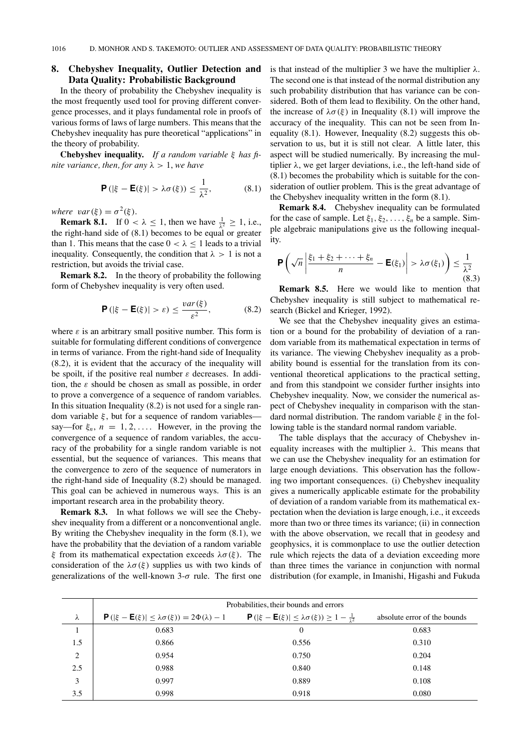## 8. Chebyshev Inequality, Outlier Detection and Data Quality: Probabilistic Background

In the theory of probability the Chebyshev inequality is the most frequently used tool for proving different convergence processes, and it plays fundamental role in proofs of various forms of laws of large numbers. This means that the Chebyshev inequality has pure theoretical "applications" in the theory of probability.

**Chebyshev inequality.** *If a random variable $\xi$ has finite variance, then, for any $\lambda > 1$, we have*

$$\mathbf{P}\left(|\xi - \mathbf{E}(\xi)| > \lambda\sigma(\xi)\right) \leq \frac{1}{\lambda^2}, \tag{8.1}$$

*where* $var(\xi) = \sigma^2(\xi)$.

**Remark 8.1.** If $0 < \lambda \leq 1$, then we have $\frac{1}{\lambda^2} \geq 1$, i.e., the right-hand side of (8.1) becomes to be equal or greater than 1. This means that the case $0 < \lambda \leq 1$ leads to a trivial inequality. Consequently, the condition that $\lambda > 1$ is not a restriction, but avoids the trivial case.

**Remark 8.2.** In the theory of probability the following form of Chebyshev inequality is very often used.

$$\mathbf{P}\left(|\xi - \mathbf{E}(\xi)| > \varepsilon\right) \leq \frac{var(\xi)}{\varepsilon^2}, \tag{8.2}$$

where $\varepsilon$ is an arbitrary small positive number. This form is suitable for formulating different conditions of convergence in terms of variance. From the right-hand side of Inequality (8.2), it is evident that the accuracy of the inequality will be spoilt, if the positive real number $\varepsilon$ decreases. In addition, the $\varepsilon$ should be chosen as small as possible, in order to prove a convergence of a sequence of random variables. In this situation Inequality (8.2) is not used for a single random variable $\xi$, but for a sequence of random variables—say—for $\xi_n$, $n = 1, 2, \ldots$. However, in the proving the convergence of a sequence of random variables, the accuracy of the probability for a single random variable is not essential, but the sequence of variances. This means that the convergence to zero of the sequence of numerators in the right-hand side of Inequality (8.2) should be managed. This goal can be achieved in numerous ways. This is an important research area in the probability theory.

**Remark 8.3.** In what follows we will see the Chebyshev inequality from a different or a nonconventional angle. By writing the Chebyshev inequality in the form (8.1), we have the probability that the deviation of a random variable $\xi$ from its mathematical expectation exceeds $\lambda\sigma(\xi)$. The consideration of the $\lambda\sigma(\xi)$ supplies us with two kinds of generalizations of the well-known 3-$\sigma$ rule. The first one is that instead of the multiplier 3 we have the multiplier $\lambda$. The second one is that instead of the normal distribution any such probability distribution that has variance can be considered. Both of them lead to flexibility. On the other hand, the increase of $\lambda\sigma(\xi)$ in Inequality (8.1) will improve the accuracy of the inequality. This can not be seen from Inequality (8.1). However, Inequality (8.2) suggests this observation to us, but it is still not clear. A little later, this aspect will be studied numerically. By increasing the multiplier $\lambda$, we get larger deviations, i.e., the left-hand side of (8.1) becomes the probability which is suitable for the consideration of outlier problem. This is the great advantage of the Chebyshev inequality written in the form (8.1).

**Remark 8.4.** Chebyshev inequality can be formulated for the case of sample. Let $\xi_1, \xi_2, \ldots, \xi_n$ be a sample. Simple algebraic manipulations give us the following inequality.

$$\mathbf{P}\left(\sqrt{n}\left|\frac{\xi_1 + \xi_2 + \cdots + \xi_n}{n} - \mathbf{E}(\xi_1)\right| > \lambda\sigma(\xi_1)\right) \leq \frac{1}{\lambda^2} \tag{8.3}$$

**Remark 8.5.** Here we would like to mention that Chebyshev inequality is still subject to mathematical research (Bickel and Krieger, 1992).

We see that the Chebyshev inequality gives an estimation or a bound for the probability of deviation of a random variable from its mathematical expectation in terms of its variance. The viewing Chebyshev inequality as a probability bound is essential for the translation from its conventional theoretical applications to the practical setting, and from this standpoint we consider further insights into Chebyshev inequality. Now, we consider the numerical aspect of Chebyshev inequality in comparison with the standard normal distribution. The random variable $\xi$ in the following table is the standard normal random variable.

The table displays that the accuracy of Chebyshev inequality increases with the multiplier $\lambda$. This means that we can use the Chebyshev inequality for an estimation for large enough deviations. This observation has the following two important consequences. (i) Chebyshev inequality gives a numerically applicable estimate for the probability of deviation of a random variable from its mathematical expectation when the deviation is large enough, i.e., it exceeds more than two or three times its variance; (ii) in connection with the above observation, we recall that in geodesy and geophysics, it is commonplace to use the outlier detection rule which rejects the data of a deviation exceeding more than three times the variance in conjunction with normal distribution (for example, in Imanishi, Higashi and Fukuda

| | Probabilities, their bounds and errors | | |
|---|---|---|---|
| $\lambda$ | $\mathbf{P}(\lvert\xi - \mathbf{E}(\xi)\rvert \leq \lambda\sigma(\xi)) = 2\Phi(\lambda) - 1$ | $\mathbf{P}(\lvert\xi - \mathbf{E}(\xi)\rvert \leq \lambda\sigma(\xi)) \geq 1 - \frac{1}{\lambda^2}$ | absolute error of the bounds |
| 1 | 0.683 | 0 | 0.683 |
| 1.5 | 0.866 | 0.556 | 0.310 |
| 2 | 0.954 | 0.750 | 0.204 |
| 2.5 | 0.988 | 0.840 | 0.148 |
| 3 | 0.997 | 0.889 | 0.108 |
| 3.5 | 0.998 | 0.918 | 0.080 |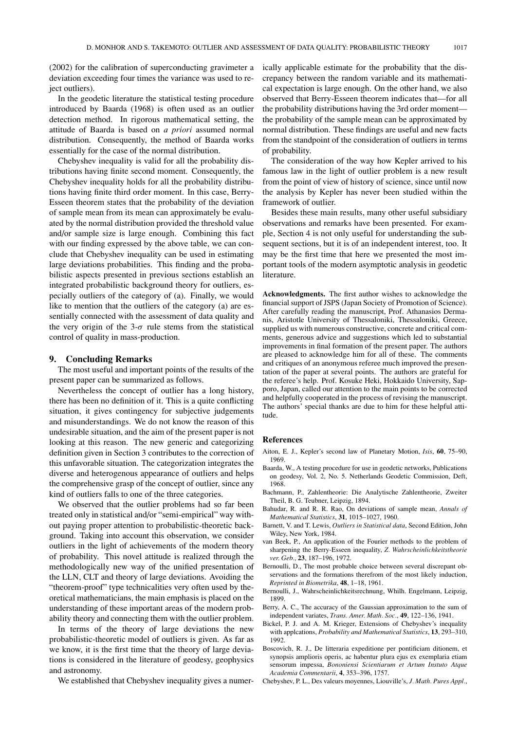(2002) for the calibration of superconducting gravimeter a deviation exceeding four times the variance was used to reject outliers).

In the geodetic literature the statistical testing procedure introduced by Baarda (1968) is often used as an outlier detection method. In rigorous mathematical setting, the attitude of Baarda is based on *a priori* assumed normal distribution. Consequently, the method of Baarda works essentially for the case of the normal distribution.

Chebyshev inequality is valid for all the probability distributions having finite second moment. Consequently, the Chebyshev inequality holds for all the probability distributions having finite third order moment. In this case, Berry-Esseen theorem states that the probability of the deviation of sample mean from its mean can approximately be evaluated by the normal distribution provided the threshold value and/or sample size is large enough. Combining this fact with our finding expressed by the above table, we can conclude that Chebyshev inequality can be used in estimating large deviations probabilities. This finding and the probabilistic aspects presented in previous sections establish an integrated probabilistic background theory for outliers, especially outliers of the category of (a). Finally, we would like to mention that the outliers of the category (a) are essentially connected with the assessment of data quality and the very origin of the 3-$\sigma$ rule stems from the statistical control of quality in mass-production.

## 9. Concluding Remarks

The most useful and important points of the results of the present paper can be summarized as follows.

Nevertheless the concept of outlier has a long history, there has been no definition of it. This is a quite conflicting situation, it gives contingency for subjective judgements and misunderstandings. We do not know the reason of this undesirable situation, and the aim of the present paper is not looking at this reason. The new generic and categorizing definition given in Section 3 contributes to the correction of this unfavorable situation. The categorization integrates the diverse and heterogenous appearance of outliers and helps the comprehensive grasp of the concept of outlier, since any kind of outliers falls to one of the three categories.

We observed that the outlier problems had so far been treated only in statistical and/or "semi-empirical" way without paying proper attention to probabilistic-theoretic background. Taking into account this observation, we consider outliers in the light of achievements of the modern theory of probability. This novel attitude is realized through the methodologically new way of the unified presentation of the LLN, CLT and theory of large deviations. Avoiding the "theorem-proof" type technicalities very often used by theoretical mathematicians, the main emphasis is placed on the understanding of these important areas of the modern probability theory and connecting them with the outlier problem.

In terms of the theory of large deviations the new probabilistic-theoretic model of outliers is given. As far as we know, it is the first time that the theory of large deviations is considered in the literature of geodesy, geophysics and astronomy.

We established that Chebyshev inequality gives a numerically applicable estimate for the probability that the discrepancy between the random variable and its mathematical expectation is large enough. On the other hand, we also observed that Berry-Esseen theorem indicates that—for all the probability distributions having the 3rd order moment—the probability of the sample mean can be approximated by normal distribution. These findings are useful and new facts from the standpoint of the consideration of outliers in terms of probability.

The consideration of the way how Kepler arrived to his famous law in the light of outlier problem is a new result from the point of view of history of science, since until now the analysis by Kepler has never been studied within the framework of outlier.

Besides these main results, many other useful subsidiary observations and remarks have been presented. For example, Section 4 is not only useful for understanding the subsequent sections, but it is of an independent interest, too. It may be the first time that here we presented the most important tools of the modern asymptotic analysis in geodetic literature.

**Acknowledgments.** The first author wishes to acknowledge the financial support of JSPS (Japan Society of Promotion of Science). After carefully reading the manuscript, Prof. Athanasios Dermanis, Aristotle University of Thessaloniki, Thessaloniki, Greece, supplied us with numerous constructive, concrete and critical comments, generous advice and suggestions which led to substantial improvements in final formation of the present paper. The authors are pleased to acknowledge him for all of these. The comments and critiques of an anonymous referee much improved the presentation of the paper at several points. The authors are grateful for the referee's help. Prof. Kosuke Heki, Hokkaido University, Sapporo, Japan, called our attention to the main points to be corrected and helpfully cooperated in the process of revising the manuscript. The authors' special thanks are due to him for these helpful attitude.

## References

Aiton, E. J., Kepler's second law of Planetary Motion, *Isis*, **60**, 75–90, 1969.

Baarda, W., A testing procedure for use in geodetic networks, Publications on geodesy, Vol. 2, No. 5. Netherlands Geodetic Commission, Deft, 1968.

Bachmann, P., Zahlentheorie: Die Analytische Zahlentheorie, Zweiter Theil, B. G. Teubner, Leipzig, 1894.

Bahudar, R. and R. R. Rao, On deviations of sample mean, *Annals of Mathematical Statistics*, **31**, 1015–1027, 1960.

Barnett, V. and T. Lewis, *Outliers in Statistical data*, Second Edition, John Wiley, New York, 1984.

van Beek, P., An application of the Fourier methods to the problem of sharpening the Berry-Esseen inequality, *Z. Wahrscheinlichkeitstheorie ver. Geb.*, **23**, 187–196, 1972.

Bernoulli, D., The most probable choice between several discrepant observations and the formations therefrom of the most likely induction, *Reprinted in Biometrika*, **48**, 1–18, 1961.

Bernoulli, J., Wahrscheinlichkeitsrechnung, Whilh. Engelmann, Leipzig, 1899.

Berry, A. C., The accuracy of the Gaussian approximation to the sum of independent variates, *Trans. Amer. Math. Soc.*, **49**, 122–136, 1941.

Bickel, P. J. and A. M. Krieger, Extensions of Chebyshev's inequality with applcations, *Probability and Mathematical Statistics*, **13**, 293–310, 1992.

Boscovich, R. J., De litteraria expeditione per pontificiam ditionem, et synopsis amplioris operis, ac habentur plura ejus ex exemplaria etiam sensorum impessa, *Bononiensi Scientiarum et Artum Instuto Atque Academia Commentarii*, **4**, 353–396, 1757.

Chebyshev, P. L., Des valeurs moyennes, Liouville's, *J. Math. Pures Appl.*,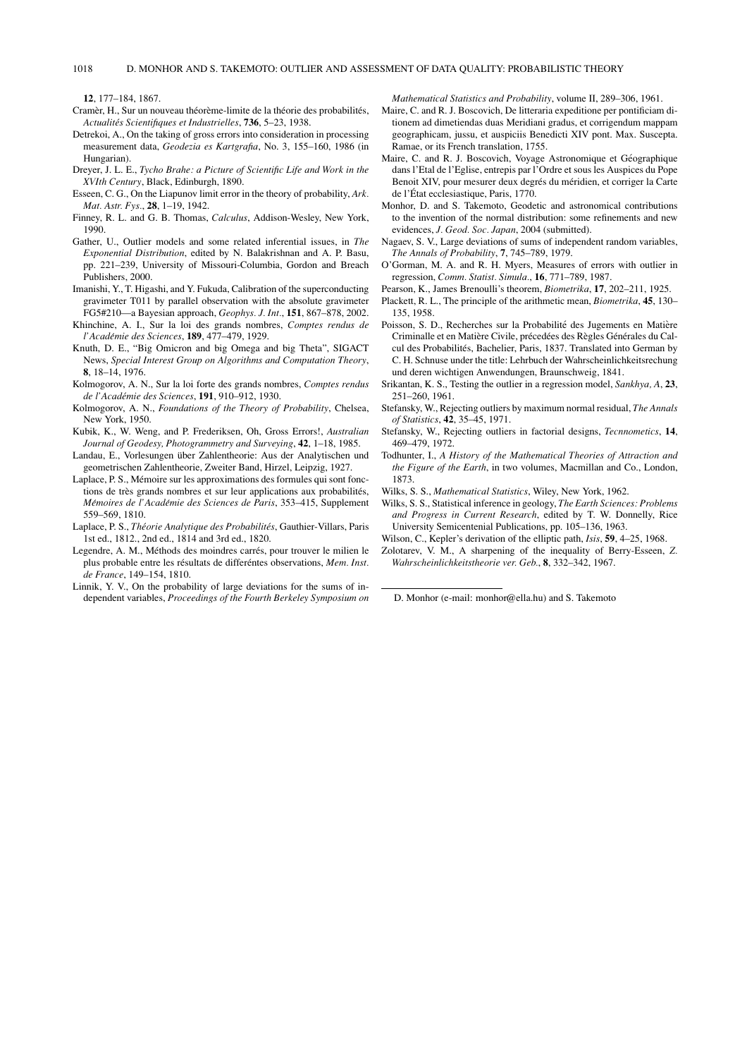**12**, 177–184, 1867.

Cramèr, H., Sur un nouveau théorème-limite de la théorie des probabilités, *Actualités Scientifiques et Industrielles*, **736**, 5–23, 1938.

Detrekoi, A., On the taking of gross errors into consideration in processing measurement data, *Geodezia es Kartgrafia*, No. 3, 155–160, 1986 (in Hungarian).

Dreyer, J. L. E., *Tycho Brahe: a Picture of Scientific Life and Work in the XVIth Century*, Black, Edinburgh, 1890.

Esseen, C. G., On the Liapunov limit error in the theory of probability, *Ark. Mat. Astr. Fys.*, **28**, 1–19, 1942.

Finney, R. L. and G. B. Thomas, *Calculus*, Addison-Wesley, New York, 1990.

Gather, U., Outlier models and some related inferential issues, in *The Exponential Distribution*, edited by N. Balakrishnan and A. P. Basu, pp. 221–239, University of Missouri-Columbia, Gordon and Breach Publishers, 2000.

Imanishi, Y., T. Higashi, and Y. Fukuda, Calibration of the superconducting gravimeter T011 by parallel observation with the absolute gravimeter FG5#210—a Bayesian approach, *Geophys. J. Int.*, **151**, 867–878, 2002.

Khinchine, A. I., Sur la loi des grands nombres, *Comptes rendus de l'Académie des Sciences*, **189**, 477–479, 1929.

Knuth, D. E., "Big Omicron and big Omega and big Theta", SIGACT News, *Special Interest Group on Algorithms and Computation Theory*, **8**, 18–14, 1976.

Kolmogorov, A. N., Sur la loi forte des grands nombres, *Comptes rendus de l'Académie des Sciences*, **191**, 910–912, 1930.

Kolmogorov, A. N., *Foundations of the Theory of Probability*, Chelsea, New York, 1950.

Kubik, K., W. Weng, and P. Frederiksen, Oh, Gross Errors!, *Australian Journal of Geodesy, Photogrammetry and Surveying*, **42**, 1–18, 1985.

Landau, E., Vorlesungen über Zahlentheorie: Aus der Analytischen und geometrischen Zahlentheorie, Zweiter Band, Hirzel, Leipzig, 1927.

Laplace, P. S., Mémoire sur les approximations des formules qui sont fonctions de très grands nombres et sur leur applications aux probabilités, *Mémoires de l'Académie des Sciences de Paris*, 353–415, Supplement 559–569, 1810.

Laplace, P. S., *Théorie Analytique des Probabilités*, Gauthier-Villars, Paris 1st ed., 1812., 2nd ed., 1814 and 3rd ed., 1820.

Legendre, A. M., Méthods des moindres carrés, pour trouver le milien le plus probable entre les résultats de differéntes observations, *Mem. Inst. de France*, 149–154, 1810.

Linnik, Y. V., On the probability of large deviations for the sums of independent variables, *Proceedings of the Fourth Berkeley Symposium on Mathematical Statistics and Probability*, volume II, 289–306, 1961.

Maire, C. and R. J. Boscovich, De litteraria expeditione per pontificiam ditionem ad dimetiendas duas Meridiani gradus, et corrigendum mappam geographicam, jussu, et auspiciis Benedicti XIV pont. Max. Suscepta. Ramae, or its French translation, 1755.

Maire, C. and R. J. Boscovich, Voyage Astronomique et Géographique dans l'Etal de l'Eglise, entrepis par l'Ordre et sous les Auspices du Pope Benoit XIV, pour mesurer deux degrés du méridien, et corriger la Carte de l'État ecclesiastique, Paris, 1770.

Monhor, D. and S. Takemoto, Geodetic and astronomical contributions to the invention of the normal distribution: some refinements and new evidences, *J. Geod. Soc. Japan*, 2004 (submitted).

Nagaev, S. V., Large deviations of sums of independent random variables, *The Annals of Probability*, **7**, 745–789, 1979.

O'Gorman, M. A. and R. H. Myers, Measures of errors with outlier in regression, *Comm. Statist. Simula.*, **16**, 771–789, 1987.

Pearson, K., James Brenoulli's theorem, *Biometrika*, **17**, 202–211, 1925.

Plackett, R. L., The principle of the arithmetic mean, *Biometrika*, **45**, 130–135, 1958.

Poisson, S. D., Recherches sur la Probabilité des Jugements en Matière Criminalle et en Matière Civile, précedées des Règles Générales du Calcul des Probabilités, Bachelier, Paris, 1837. Translated into German by C. H. Schnuse under the title: Lehrbuch der Wahrscheinlichkeitsrechung und deren wichtigen Anwendungen, Braunschweig, 1841.

Srikantan, K. S., Testing the outlier in a regression model, *Sankhya, A*, **23**, 251–260, 1961.

Stefansky, W., Rejecting outliers by maximum normal residual, *The Annals of Statistics*, **42**, 35–45, 1971.

Stefansky, W., Rejecting outliers in factorial designs, *Tecnnometics*, **14**, 469–479, 1972.

Todhunter, I., *A History of the Mathematical Theories of Attraction and the Figure of the Earth*, in two volumes, Macmillan and Co., London, 1873.

Wilks, S. S., *Mathematical Statistics*, Wiley, New York, 1962.

Wilks, S. S., Statistical inference in geology, *The Earth Sciences: Problems and Progress in Current Research*, edited by T. W. Donnelly, Rice University Semicentenial Publications, pp. 105–136, 1963.

Wilson, C., Kepler's derivation of the elliptic path, *Isis*, **59**, 4–25, 1968.

Zolotarev, V. M., A sharpening of the inequality of Berry-Esseen, *Z. Wahrscheinlichkeitstheorie ver. Geb.*, **8**, 332–342, 1967.

---

D. Monhor (e-mail: monhor@ella.hu) and S. Takemoto